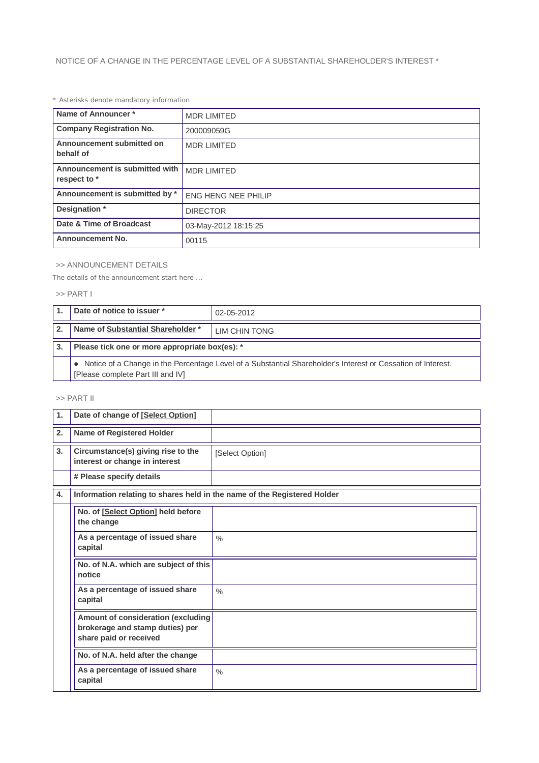NOTICE OF A CHANGE IN THE PERCENTAGE LEVEL OF A SUBSTANTIAL SHAREHOLDER'S INTEREST *

* Asterisks denote mandatory information

| | |
|---|---|
| **Name of Announcer *** | MDR LIMITED |
| **Company Registration No.** | 200009059G |
| **Announcement submitted on behalf of** | MDR LIMITED |
| **Announcement is submitted with respect to *** | MDR LIMITED |
| **Announcement is submitted by *** | ENG HENG NEE PHILIP |
| **Designation *** | DIRECTOR |
| **Date & Time of Broadcast** | 03-May-2012 18:15:25 |
| **Announcement No.** | 00115 |

>> ANNOUNCEMENT DETAILS

The details of the announcement start here ...

>> PART I

| | | |
|---|---|---|
| **1.** | **Date of notice to issuer *** | 02-05-2012 |
| **2.** | **Name of Substantial Shareholder *** | LIM CHIN TONG |
| **3.** | **Please tick one or more appropriate box(es): *** | |
| | ● Notice of a Change in the Percentage Level of a Substantial Shareholder's Interest or Cessation of Interest. [Please complete Part III and IV] | |

>> PART II

| | | |
|---|---|---|
| **1.** | **Date of change of [Select Option]** | |
| **2.** | **Name of Registered Holder** | |
| **3.** | **Circumstance(s) giving rise to the interest or change in interest** | [Select Option] |
| | **# Please specify details** | |
| **4.** | **Information relating to shares held in the name of the Registered Holder** | |
| | **No. of [Select Option] held before the change** | |
| | **As a percentage of issued share capital** | % |
| | **No. of N.A. which are subject of this notice** | |
| | **As a percentage of issued share capital** | % |
| | **Amount of consideration (excluding brokerage and stamp duties) per share paid or received** | |
| | **No. of N.A. held after the change** | |
| | **As a percentage of issued share capital** | % |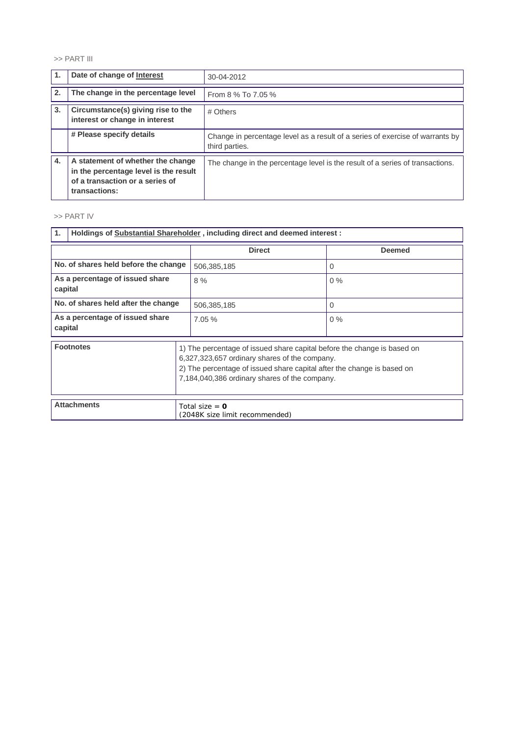>> PART III

| | | |
|---|---|---|
| 1. | **Date of change of Interest** | 30-04-2012 |
| 2. | **The change in the percentage level** | From 8 % To 7.05 % |
| 3. | **Circumstance(s) giving rise to the interest or change in interest** | # Others |
| | **# Please specify details** | Change in percentage level as a result of a series of exercise of warrants by third parties. |
| 4. | **A statement of whether the change in the percentage level is the result of a transaction or a series of transactions:** | The change in the percentage level is the result of a series of transactions. |

>> PART IV

**1. Holdings of Substantial Shareholder , including direct and deemed interest :**

| | **Direct** | **Deemed** |
|---|---|---|
| **No. of shares held before the change** | 506,385,185 | 0 |
| **As a percentage of issued share capital** | 8 % | 0 % |
| **No. of shares held after the change** | 506,385,185 | 0 |
| **As a percentage of issued share capital** | 7.05 % | 0 % |

| | |
|---|---|
| **Footnotes** | 1) The percentage of issued share capital before the change is based on 6,327,323,657 ordinary shares of the company.<br>2) The percentage of issued share capital after the change is based on 7,184,040,386 ordinary shares of the company. |

| | |
|---|---|
| **Attachments** | Total size = **0**<br>(2048K size limit recommended) |